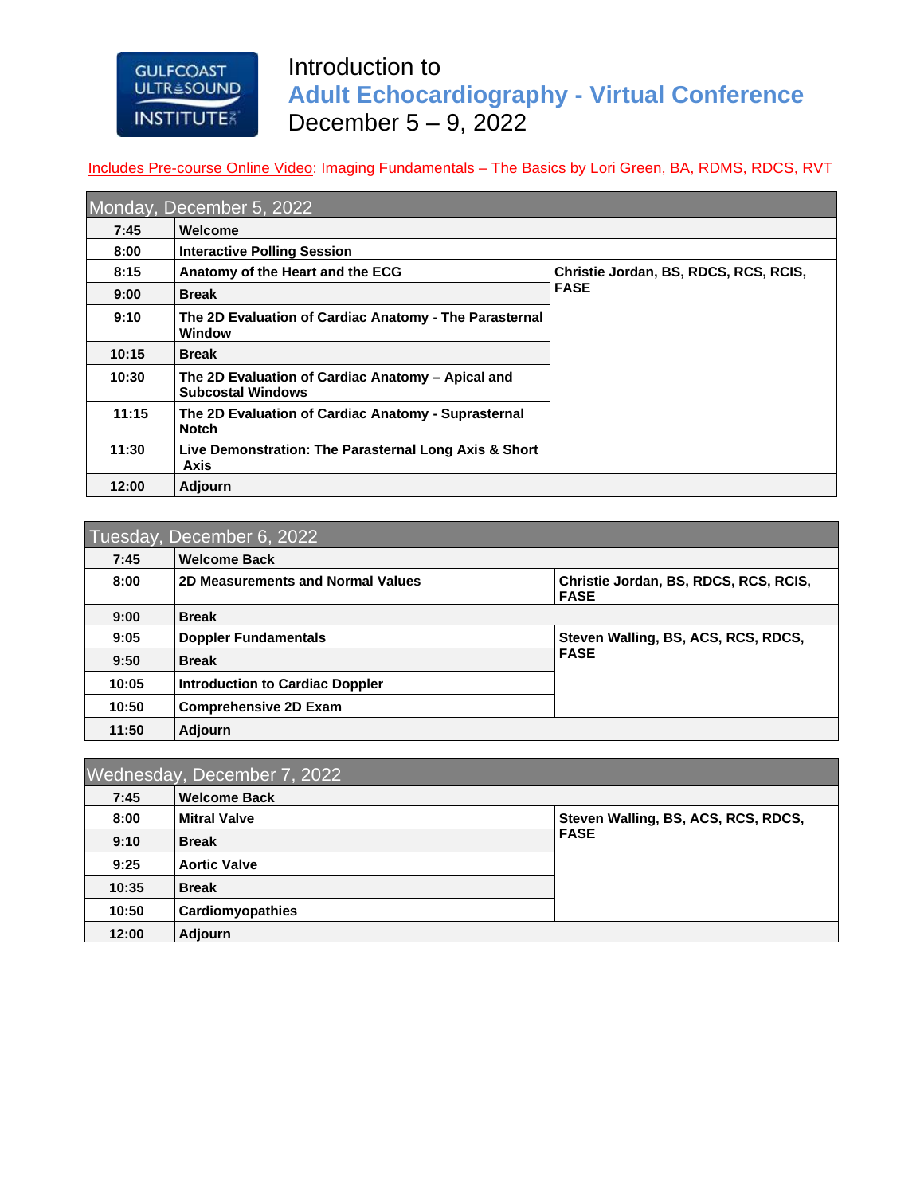# Introduction to
## Adult Echocardiography - Virtual Conference
### December 5 – 9, 2022

Includes Pre-course Online Video: Imaging Fundamentals – The Basics by Lori Green, BA, RDMS, RDCS, RVT

| Monday, December 5, 2022 | | |
|---|---|---|
| **7:45** | **Welcome** | |
| **8:00** | **Interactive Polling Session** | |
| **8:15** | **Anatomy of the Heart and the ECG** | **Christie Jordan, BS, RDCS, RCS, RCIS, FASE** |
| **9:00** | **Break** | |
| **9:10** | **The 2D Evaluation of Cardiac Anatomy - The Parasternal Window** | |
| **10:15** | **Break** | |
| **10:30** | **The 2D Evaluation of Cardiac Anatomy – Apical and Subcostal Windows** | |
| **11:15** | **The 2D Evaluation of Cardiac Anatomy - Suprasternal Notch** | |
| **11:30** | **Live Demonstration: The Parasternal Long Axis & Short Axis** | |
| **12:00** | **Adjourn** | |

| Tuesday, December 6, 2022 | | |
|---|---|---|
| **7:45** | **Welcome Back** | |
| **8:00** | **2D Measurements and Normal Values** | **Christie Jordan, BS, RDCS, RCS, RCIS, FASE** |
| **9:00** | **Break** | |
| **9:05** | **Doppler Fundamentals** | **Steven Walling, BS, ACS, RCS, RDCS, FASE** |
| **9:50** | **Break** | |
| **10:05** | **Introduction to Cardiac Doppler** | |
| **10:50** | **Comprehensive 2D Exam** | |
| **11:50** | **Adjourn** | |

| Wednesday, December 7, 2022 | | |
|---|---|---|
| **7:45** | **Welcome Back** | |
| **8:00** | **Mitral Valve** | **Steven Walling, BS, ACS, RCS, RDCS, FASE** |
| **9:10** | **Break** | |
| **9:25** | **Aortic Valve** | |
| **10:35** | **Break** | |
| **10:50** | **Cardiomyopathies** | |
| **12:00** | **Adjourn** | |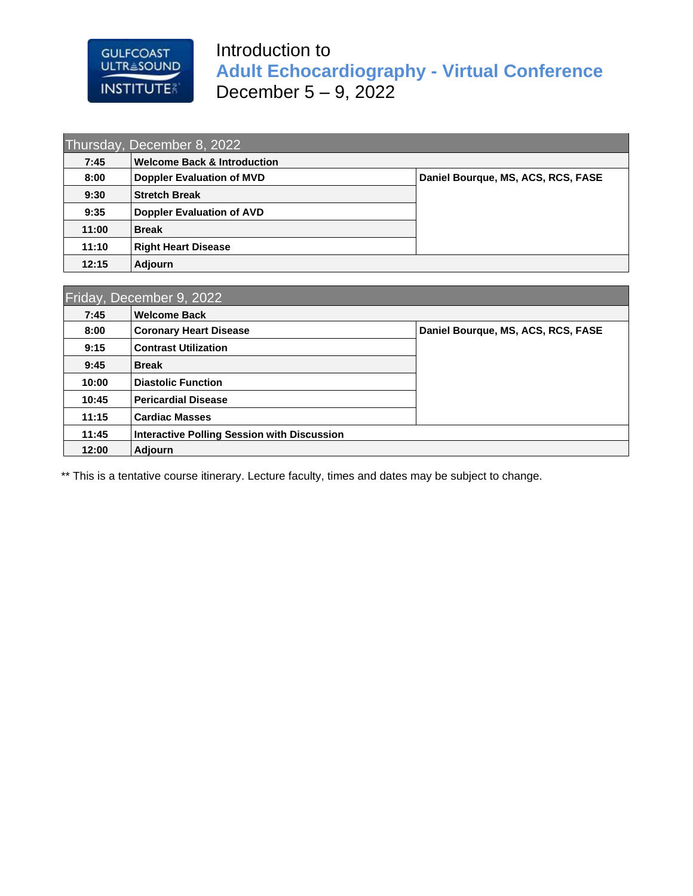Introduction to

# Adult Echocardiography - Virtual Conference

December 5 – 9, 2022

| Thursday, December 8, 2022 | | |
|---|---|---|
| **7:45** | **Welcome Back & Introduction** | |
| **8:00** | **Doppler Evaluation of MVD** | **Daniel Bourque, MS, ACS, RCS, FASE** |
| **9:30** | **Stretch Break** | |
| **9:35** | **Doppler Evaluation of AVD** | |
| **11:00** | **Break** | |
| **11:10** | **Right Heart Disease** | |
| **12:15** | **Adjourn** | |

| Friday, December 9, 2022 | | |
|---|---|---|
| **7:45** | **Welcome Back** | |
| **8:00** | **Coronary Heart Disease** | **Daniel Bourque, MS, ACS, RCS, FASE** |
| **9:15** | **Contrast Utilization** | |
| **9:45** | **Break** | |
| **10:00** | **Diastolic Function** | |
| **10:45** | **Pericardial Disease** | |
| **11:15** | **Cardiac Masses** | |
| **11:45** | **Interactive Polling Session with Discussion** | |
| **12:00** | **Adjourn** | |

** This is a tentative course itinerary. Lecture faculty, times and dates may be subject to change.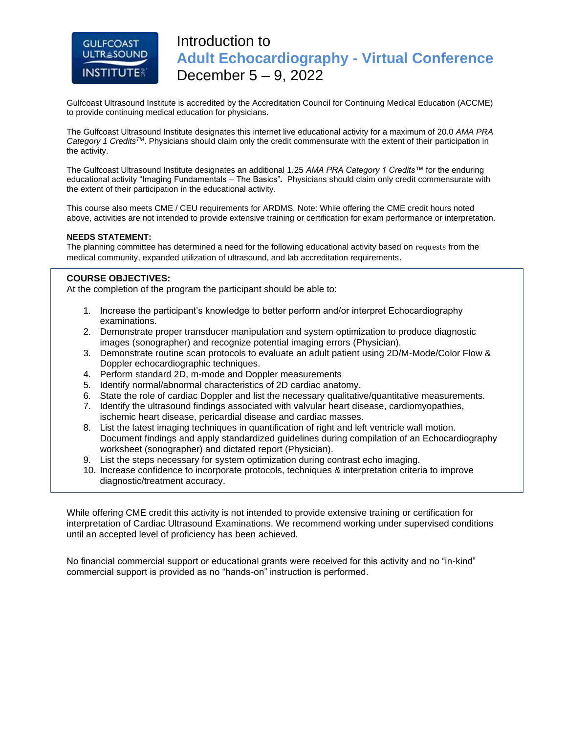# Introduction to

## Adult Echocardiography - Virtual Conference

December 5 – 9, 2022

Gulfcoast Ultrasound Institute is accredited by the Accreditation Council for Continuing Medical Education (ACCME) to provide continuing medical education for physicians.

The Gulfcoast Ultrasound Institute designates this internet live educational activity for a maximum of 20.0 *AMA PRA Category 1 Credits™*. Physicians should claim only the credit commensurate with the extent of their participation in the activity.

The Gulfcoast Ultrasound Institute designates an additional 1.25 *AMA PRA Category 1 Credits™* for the enduring educational activity "Imaging Fundamentals – The Basics"**.** Physicians should claim only credit commensurate with the extent of their participation in the educational activity.

This course also meets CME / CEU requirements for ARDMS. Note: While offering the CME credit hours noted above, activities are not intended to provide extensive training or certification for exam performance or interpretation.

**NEEDS STATEMENT:**
The planning committee has determined a need for the following educational activity based on requests from the medical community, expanded utilization of ultrasound, and lab accreditation requirements.

**COURSE OBJECTIVES:**
At the completion of the program the participant should be able to:

1. Increase the participant's knowledge to better perform and/or interpret Echocardiography examinations.
2. Demonstrate proper transducer manipulation and system optimization to produce diagnostic images (sonographer) and recognize potential imaging errors (Physician).
3. Demonstrate routine scan protocols to evaluate an adult patient using 2D/M-Mode/Color Flow & Doppler echocardiographic techniques.
4. Perform standard 2D, m-mode and Doppler measurements
5. Identify normal/abnormal characteristics of 2D cardiac anatomy.
6. State the role of cardiac Doppler and list the necessary qualitative/quantitative measurements.
7. Identify the ultrasound findings associated with valvular heart disease, cardiomyopathies, ischemic heart disease, pericardial disease and cardiac masses.
8. List the latest imaging techniques in quantification of right and left ventricle wall motion. Document findings and apply standardized guidelines during compilation of an Echocardiography worksheet (sonographer) and dictated report (Physician).
9. List the steps necessary for system optimization during contrast echo imaging.
10. Increase confidence to incorporate protocols, techniques & interpretation criteria to improve diagnostic/treatment accuracy.

While offering CME credit this activity is not intended to provide extensive training or certification for interpretation of Cardiac Ultrasound Examinations. We recommend working under supervised conditions until an accepted level of proficiency has been achieved.

No financial commercial support or educational grants were received for this activity and no "in-kind" commercial support is provided as no "hands-on" instruction is performed.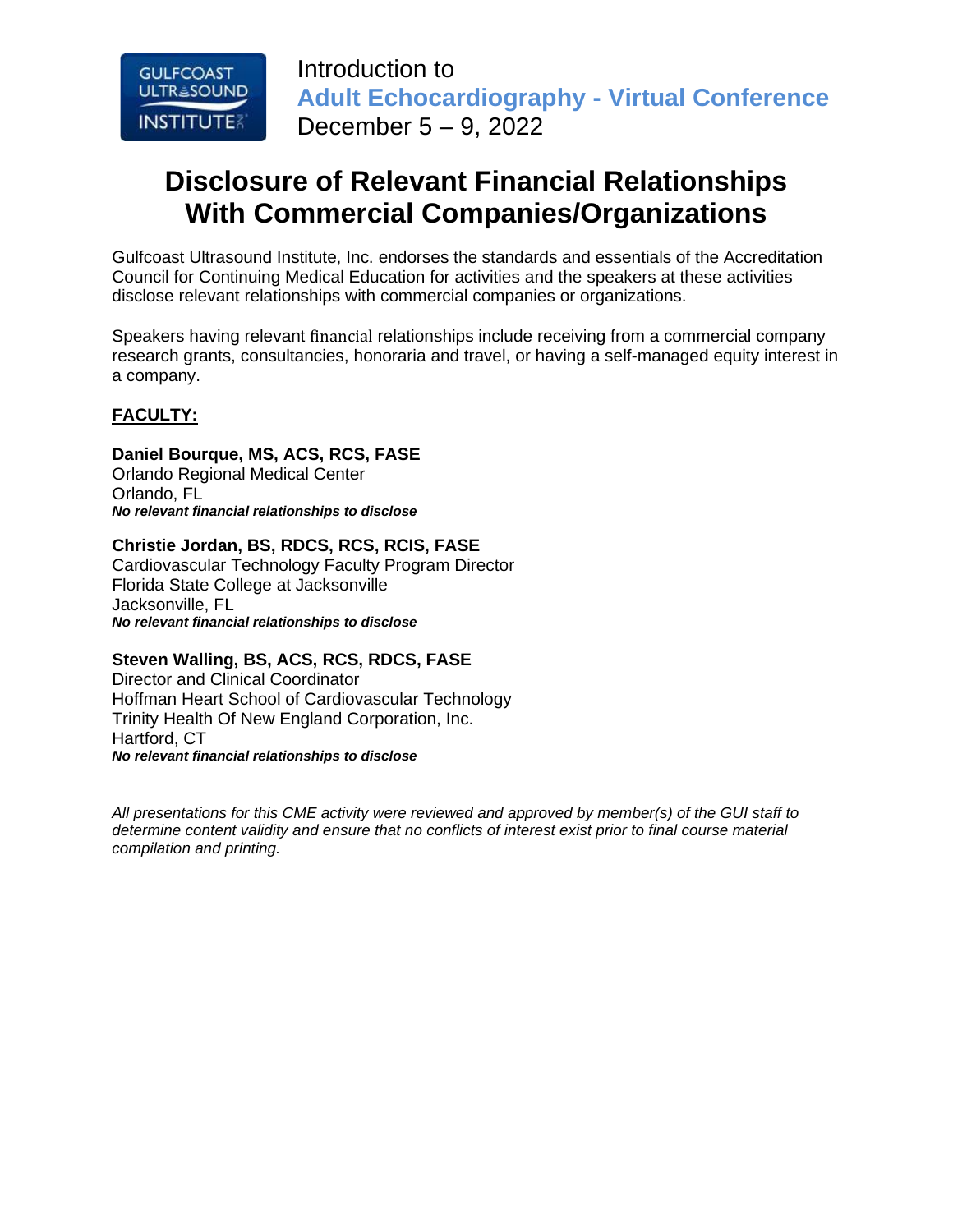Introduction to

**Adult Echocardiography - Virtual Conference**

December 5 – 9, 2022

# Disclosure of Relevant Financial Relationships With Commercial Companies/Organizations

Gulfcoast Ultrasound Institute, Inc. endorses the standards and essentials of the Accreditation Council for Continuing Medical Education for activities and the speakers at these activities disclose relevant relationships with commercial companies or organizations.

Speakers having relevant financial relationships include receiving from a commercial company research grants, consultancies, honoraria and travel, or having a self-managed equity interest in a company.

**FACULTY:**

**Daniel Bourque, MS, ACS, RCS, FASE**
Orlando Regional Medical Center
Orlando, FL
***No relevant financial relationships to disclose***

**Christie Jordan, BS, RDCS, RCS, RCIS, FASE**
Cardiovascular Technology Faculty Program Director
Florida State College at Jacksonville
Jacksonville, FL
***No relevant financial relationships to disclose***

**Steven Walling, BS, ACS, RCS, RDCS, FASE**
Director and Clinical Coordinator
Hoffman Heart School of Cardiovascular Technology
Trinity Health Of New England Corporation, Inc.
Hartford, CT
***No relevant financial relationships to disclose***

*All presentations for this CME activity were reviewed and approved by member(s) of the GUI staff to determine content validity and ensure that no conflicts of interest exist prior to final course material compilation and printing.*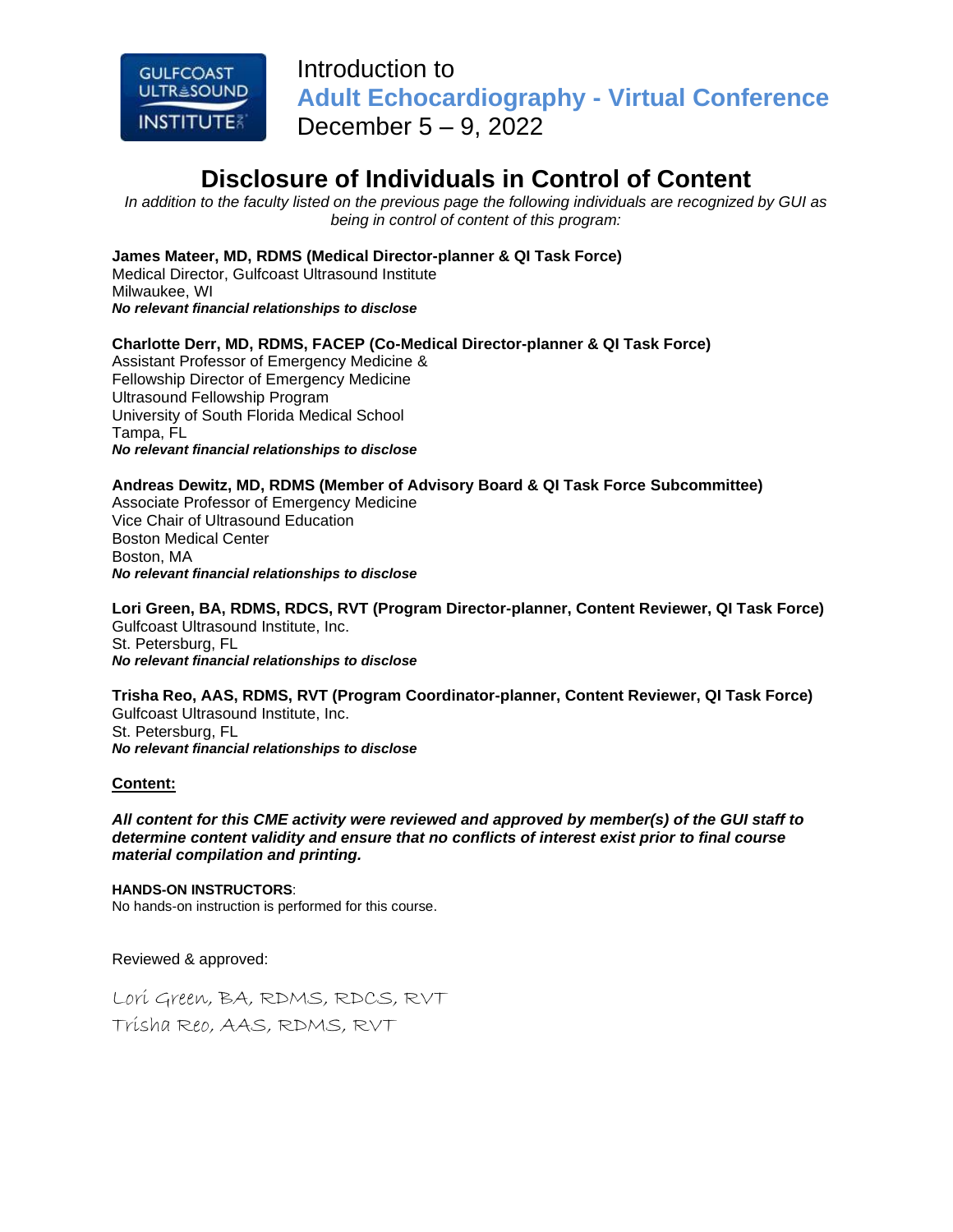Introduction to
**Adult Echocardiography - Virtual Conference**
December 5 – 9, 2022

# Disclosure of Individuals in Control of Content

*In addition to the faculty listed on the previous page the following individuals are recognized by GUI as being in control of content of this program:*

**James Mateer, MD, RDMS (Medical Director-planner & QI Task Force)**
Medical Director, Gulfcoast Ultrasound Institute
Milwaukee, WI
***No relevant financial relationships to disclose***

**Charlotte Derr, MD, RDMS, FACEP (Co-Medical Director-planner & QI Task Force)**
Assistant Professor of Emergency Medicine &
Fellowship Director of Emergency Medicine
Ultrasound Fellowship Program
University of South Florida Medical School
Tampa, FL
***No relevant financial relationships to disclose***

**Andreas Dewitz, MD, RDMS (Member of Advisory Board & QI Task Force Subcommittee)**
Associate Professor of Emergency Medicine
Vice Chair of Ultrasound Education
Boston Medical Center
Boston, MA
***No relevant financial relationships to disclose***

**Lori Green, BA, RDMS, RDCS, RVT (Program Director-planner, Content Reviewer, QI Task Force)**
Gulfcoast Ultrasound Institute, Inc.
St. Petersburg, FL
***No relevant financial relationships to disclose***

**Trisha Reo, AAS, RDMS, RVT (Program Coordinator-planner, Content Reviewer, QI Task Force)**
Gulfcoast Ultrasound Institute, Inc.
St. Petersburg, FL
***No relevant financial relationships to disclose***

**<u>Content:</u>**

***All content for this CME activity were reviewed and approved by member(s) of the GUI staff to determine content validity and ensure that no conflicts of interest exist prior to final course material compilation and printing.***

**HANDS-ON INSTRUCTORS**:
No hands-on instruction is performed for this course.

Reviewed & approved:

Lori Green, BA, RDMS, RDCS, RVT
Trisha Reo, AAS, RDMS, RVT